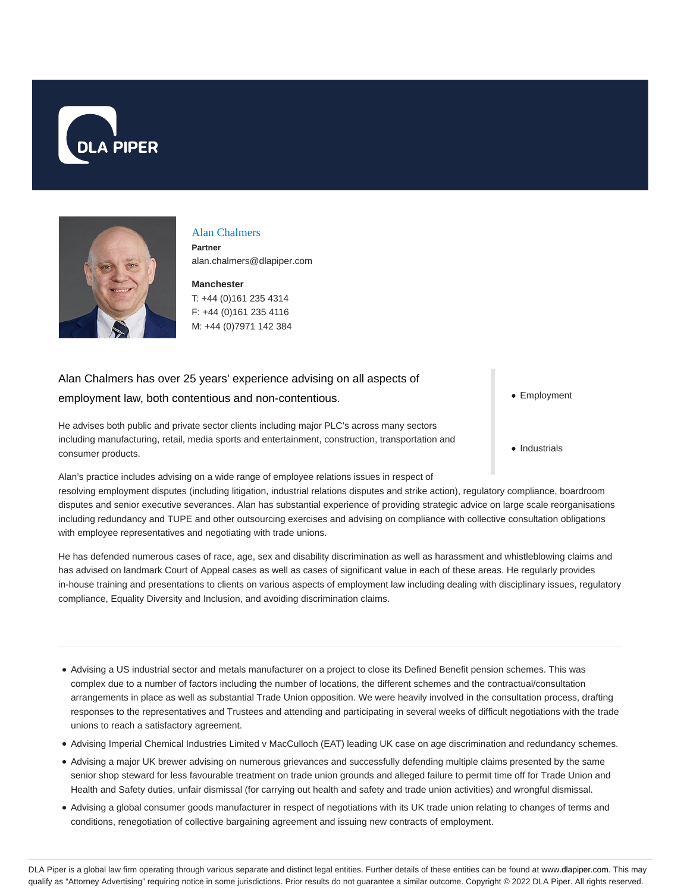DLA PIPER

## Alan Chalmers

**Partner**
alan.chalmers@dlapiper.com

**Manchester**
T: +44 (0)161 235 4314
F: +44 (0)161 235 4116
M: +44 (0)7971 142 384

- Employment
- Industrials

Alan Chalmers has over 25 years' experience advising on all aspects of employment law, both contentious and non-contentious.

He advises both public and private sector clients including major PLC's across many sectors including manufacturing, retail, media sports and entertainment, construction, transportation and consumer products.

Alan's practice includes advising on a wide range of employee relations issues in respect of resolving employment disputes (including litigation, industrial relations disputes and strike action), regulatory compliance, boardroom disputes and senior executive severances. Alan has substantial experience of providing strategic advice on large scale reorganisations including redundancy and TUPE and other outsourcing exercises and advising on compliance with collective consultation obligations with employee representatives and negotiating with trade unions.

He has defended numerous cases of race, age, sex and disability discrimination as well as harassment and whistleblowing claims and has advised on landmark Court of Appeal cases as well as cases of significant value in each of these areas. He regularly provides in-house training and presentations to clients on various aspects of employment law including dealing with disciplinary issues, regulatory compliance, Equality Diversity and Inclusion, and avoiding discrimination claims.

---

- Advising a US industrial sector and metals manufacturer on a project to close its Defined Benefit pension schemes. This was complex due to a number of factors including the number of locations, the different schemes and the contractual/consultation arrangements in place as well as substantial Trade Union opposition. We were heavily involved in the consultation process, drafting responses to the representatives and Trustees and attending and participating in several weeks of difficult negotiations with the trade unions to reach a satisfactory agreement.
- Advising Imperial Chemical Industries Limited v MacCulloch (EAT) leading UK case on age discrimination and redundancy schemes.
- Advising a major UK brewer advising on numerous grievances and successfully defending multiple claims presented by the same senior shop steward for less favourable treatment on trade union grounds and alleged failure to permit time off for Trade Union and Health and Safety duties, unfair dismissal (for carrying out health and safety and trade union activities) and wrongful dismissal.
- Advising a global consumer goods manufacturer in respect of negotiations with its UK trade union relating to changes of terms and conditions, renegotiation of collective bargaining agreement and issuing new contracts of employment.

DLA Piper is a global law firm operating through various separate and distinct legal entities. Further details of these entities can be found at www.dlapiper.com. This may qualify as "Attorney Advertising" requiring notice in some jurisdictions. Prior results do not guarantee a similar outcome. Copyright © 2022 DLA Piper. All rights reserved.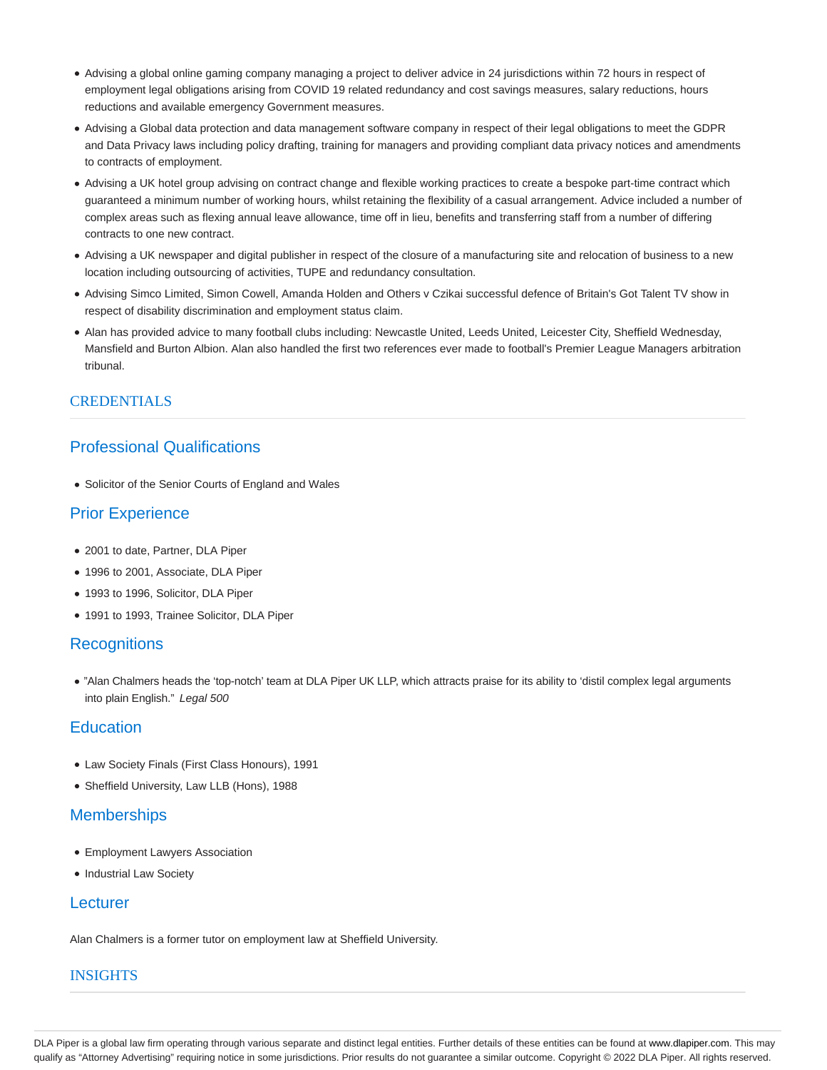- Advising a global online gaming company managing a project to deliver advice in 24 jurisdictions within 72 hours in respect of employment legal obligations arising from COVID 19 related redundancy and cost savings measures, salary reductions, hours reductions and available emergency Government measures.
- Advising a Global data protection and data management software company in respect of their legal obligations to meet the GDPR and Data Privacy laws including policy drafting, training for managers and providing compliant data privacy notices and amendments to contracts of employment.
- Advising a UK hotel group advising on contract change and flexible working practices to create a bespoke part-time contract which guaranteed a minimum number of working hours, whilst retaining the flexibility of a casual arrangement. Advice included a number of complex areas such as flexing annual leave allowance, time off in lieu, benefits and transferring staff from a number of differing contracts to one new contract.
- Advising a UK newspaper and digital publisher in respect of the closure of a manufacturing site and relocation of business to a new location including outsourcing of activities, TUPE and redundancy consultation.
- Advising Simco Limited, Simon Cowell, Amanda Holden and Others v Czikai successful defence of Britain's Got Talent TV show in respect of disability discrimination and employment status claim.
- Alan has provided advice to many football clubs including: Newcastle United, Leeds United, Leicester City, Sheffield Wednesday, Mansfield and Burton Albion. Alan also handled the first two references ever made to football's Premier League Managers arbitration tribunal.

## CREDENTIALS

### Professional Qualifications

- Solicitor of the Senior Courts of England and Wales

### Prior Experience

- 2001 to date, Partner, DLA Piper
- 1996 to 2001, Associate, DLA Piper
- 1993 to 1996, Solicitor, DLA Piper
- 1991 to 1993, Trainee Solicitor, DLA Piper

### Recognitions

- "Alan Chalmers heads the 'top-notch' team at DLA Piper UK LLP, which attracts praise for its ability to 'distil complex legal arguments into plain English." *Legal 500*

### Education

- Law Society Finals (First Class Honours), 1991
- Sheffield University, Law LLB (Hons), 1988

### Memberships

- Employment Lawyers Association
- Industrial Law Society

### Lecturer

Alan Chalmers is a former tutor on employment law at Sheffield University.

## INSIGHTS

DLA Piper is a global law firm operating through various separate and distinct legal entities. Further details of these entities can be found at www.dlapiper.com. This may qualify as "Attorney Advertising" requiring notice in some jurisdictions. Prior results do not guarantee a similar outcome. Copyright © 2022 DLA Piper. All rights reserved.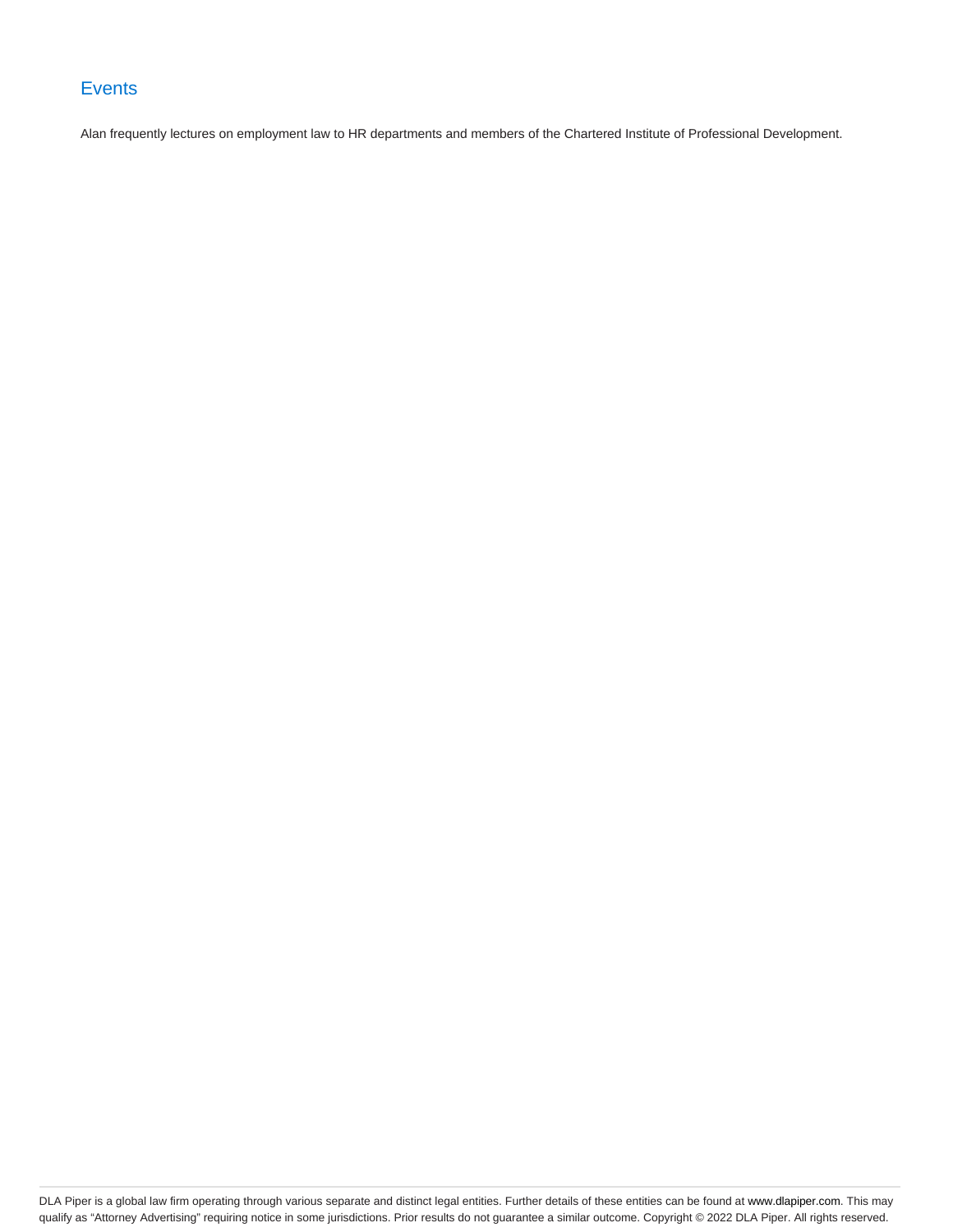## Events

Alan frequently lectures on employment law to HR departments and members of the Chartered Institute of Professional Development.

DLA Piper is a global law firm operating through various separate and distinct legal entities. Further details of these entities can be found at www.dlapiper.com. This may qualify as "Attorney Advertising" requiring notice in some jurisdictions. Prior results do not guarantee a similar outcome. Copyright © 2022 DLA Piper. All rights reserved.